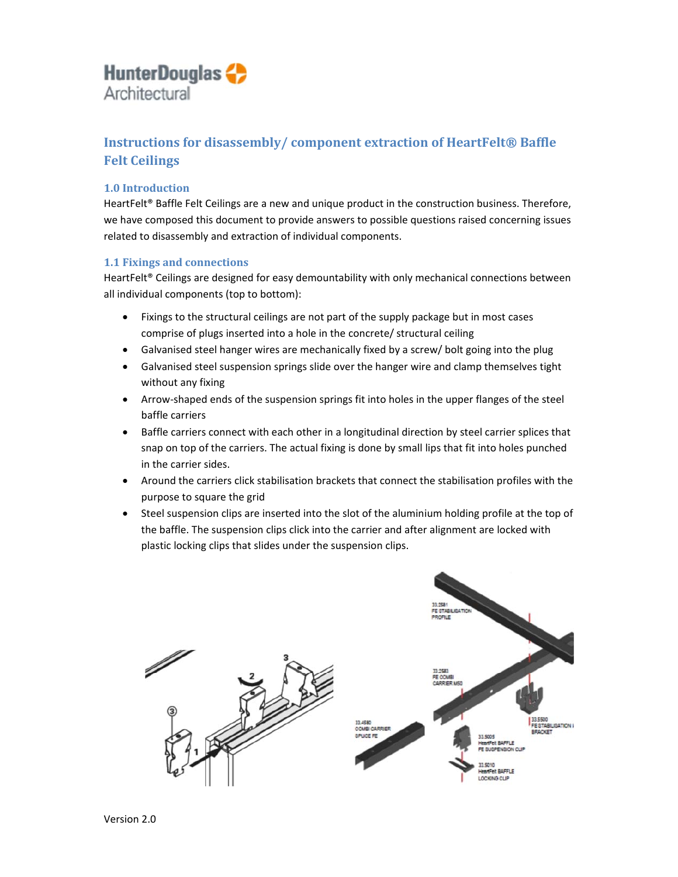HunterDouglas Architectural

# Instructions for disassembly/ component extraction of HeartFelt® Baffle Felt Ceilings

## 1.0 Introduction

HeartFelt® Baffle Felt Ceilings are a new and unique product in the construction business. Therefore, we have composed this document to provide answers to possible questions raised concerning issues related to disassembly and extraction of individual components.

## 1.1 Fixings and connections

HeartFelt® Ceilings are designed for easy demountability with only mechanical connections between all individual components (top to bottom):

- Fixings to the structural ceilings are not part of the supply package but in most cases comprise of plugs inserted into a hole in the concrete/ structural ceiling
- Galvanised steel hanger wires are mechanically fixed by a screw/ bolt going into the plug
- Galvanised steel suspension springs slide over the hanger wire and clamp themselves tight without any fixing
- Arrow-shaped ends of the suspension springs fit into holes in the upper flanges of the steel baffle carriers
- Baffle carriers connect with each other in a longitudinal direction by steel carrier splices that snap on top of the carriers. The actual fixing is done by small lips that fit into holes punched in the carrier sides.
- Around the carriers click stabilisation brackets that connect the stabilisation profiles with the purpose to square the grid
- Steel suspension clips are inserted into the slot of the aluminium holding profile at the top of the baffle. The suspension clips click into the carrier and after alignment are locked with plastic locking clips that slides under the suspension clips.

Version 2.0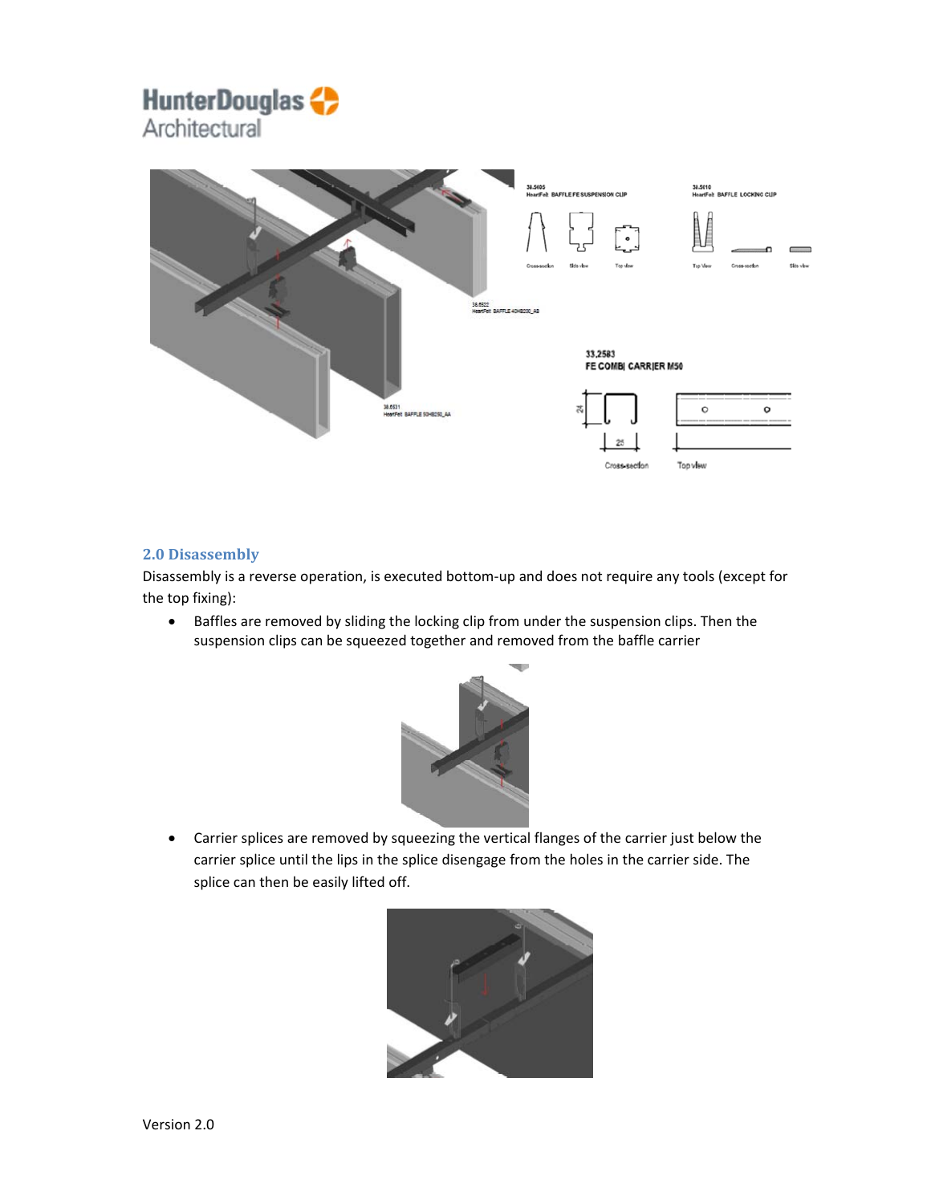## 2.0 Disassembly

Disassembly is a reverse operation, is executed bottom-up and does not require any tools (except for the top fixing):

- Baffles are removed by sliding the locking clip from under the suspension clips. Then the suspension clips can be squeezed together and removed from the baffle carrier
- Carrier splices are removed by squeezing the vertical flanges of the carrier just below the carrier splice until the lips in the splice disengage from the holes in the carrier side. The splice can then be easily lifted off.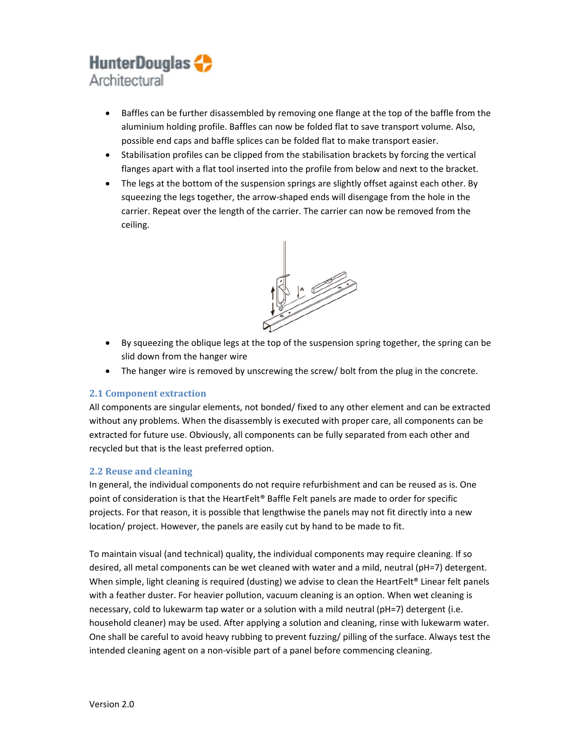- Baffles can be further disassembled by removing one flange at the top of the baffle from the aluminium holding profile. Baffles can now be folded flat to save transport volume. Also, possible end caps and baffle splices can be folded flat to make transport easier.
- Stabilisation profiles can be clipped from the stabilisation brackets by forcing the vertical flanges apart with a flat tool inserted into the profile from below and next to the bracket.
- The legs at the bottom of the suspension springs are slightly offset against each other. By squeezing the legs together, the arrow-shaped ends will disengage from the hole in the carrier. Repeat over the length of the carrier. The carrier can now be removed from the ceiling.
- By squeezing the oblique legs at the top of the suspension spring together, the spring can be slid down from the hanger wire
- The hanger wire is removed by unscrewing the screw/ bolt from the plug in the concrete.

## 2.1 Component extraction

All components are singular elements, not bonded/ fixed to any other element and can be extracted without any problems. When the disassembly is executed with proper care, all components can be extracted for future use. Obviously, all components can be fully separated from each other and recycled but that is the least preferred option.

## 2.2 Reuse and cleaning

In general, the individual components do not require refurbishment and can be reused as is. One point of consideration is that the HeartFelt® Baffle Felt panels are made to order for specific projects. For that reason, it is possible that lengthwise the panels may not fit directly into a new location/ project. However, the panels are easily cut by hand to be made to fit.

To maintain visual (and technical) quality, the individual components may require cleaning. If so desired, all metal components can be wet cleaned with water and a mild, neutral (pH=7) detergent. When simple, light cleaning is required (dusting) we advise to clean the HeartFelt® Linear felt panels with a feather duster. For heavier pollution, vacuum cleaning is an option. When wet cleaning is necessary, cold to lukewarm tap water or a solution with a mild neutral (pH=7) detergent (i.e. household cleaner) may be used. After applying a solution and cleaning, rinse with lukewarm water. One shall be careful to avoid heavy rubbing to prevent fuzzing/ pilling of the surface. Always test the intended cleaning agent on a non-visible part of a panel before commencing cleaning.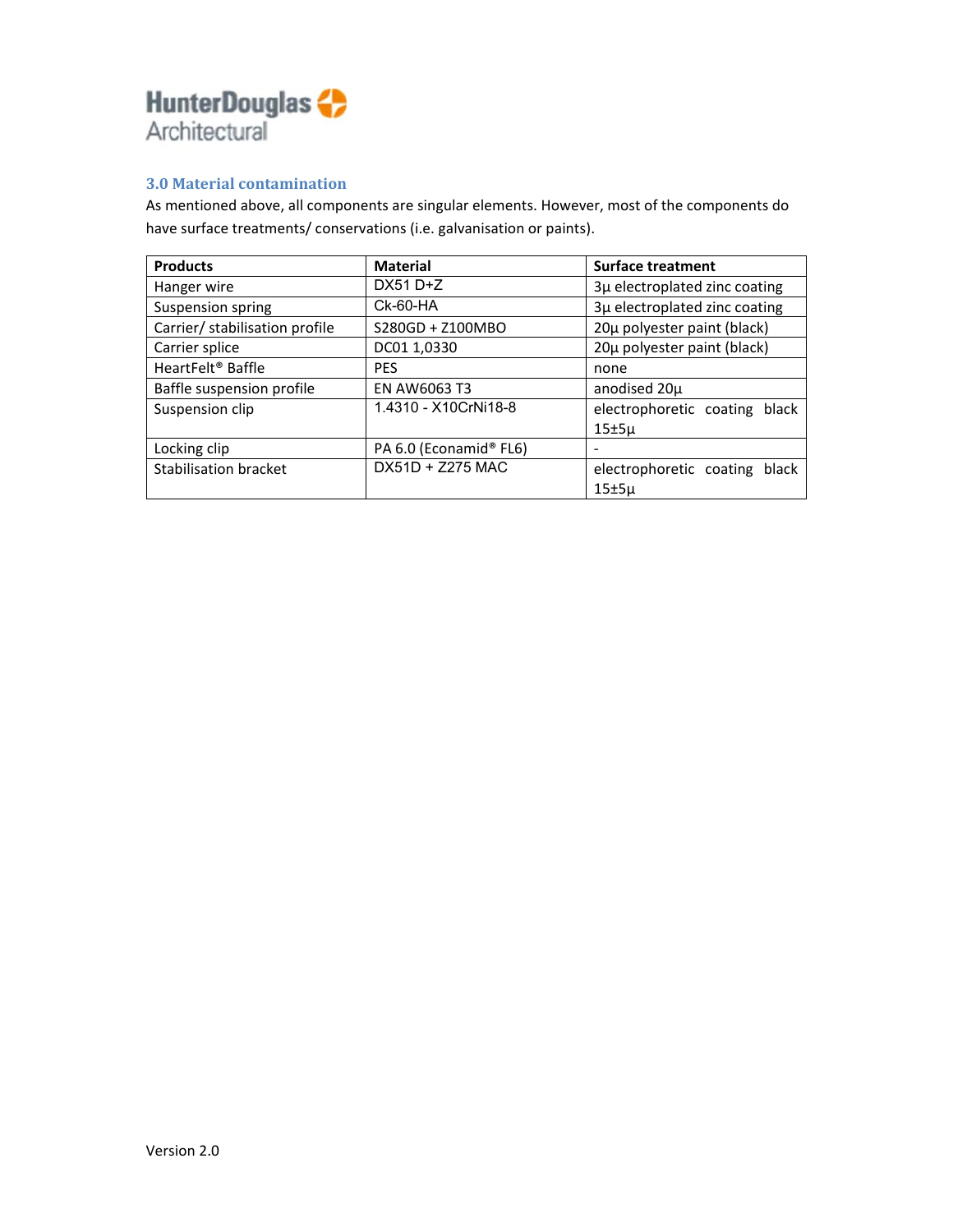## 3.0 Material contamination

As mentioned above, all components are singular elements. However, most of the components do have surface treatments/ conservations (i.e. galvanisation or paints).

| Products | Material | Surface treatment |
|---|---|---|
| Hanger wire | DX51 D+Z | 3µ electroplated zinc coating |
| Suspension spring | Ck-60-HA | 3µ electroplated zinc coating |
| Carrier/ stabilisation profile | S280GD + Z100MBO | 20µ polyester paint (black) |
| Carrier splice | DC01 1,0330 | 20µ polyester paint (black) |
| HeartFelt® Baffle | PES | none |
| Baffle suspension profile | EN AW6063 T3 | anodised 20µ |
| Suspension clip | 1.4310 - X10CrNi18-8 | electrophoretic coating black 15±5µ |
| Locking clip | PA 6.0 (Econamid® FL6) | - |
| Stabilisation bracket | DX51D + Z275 MAC | electrophoretic coating black 15±5µ |

Version 2.0